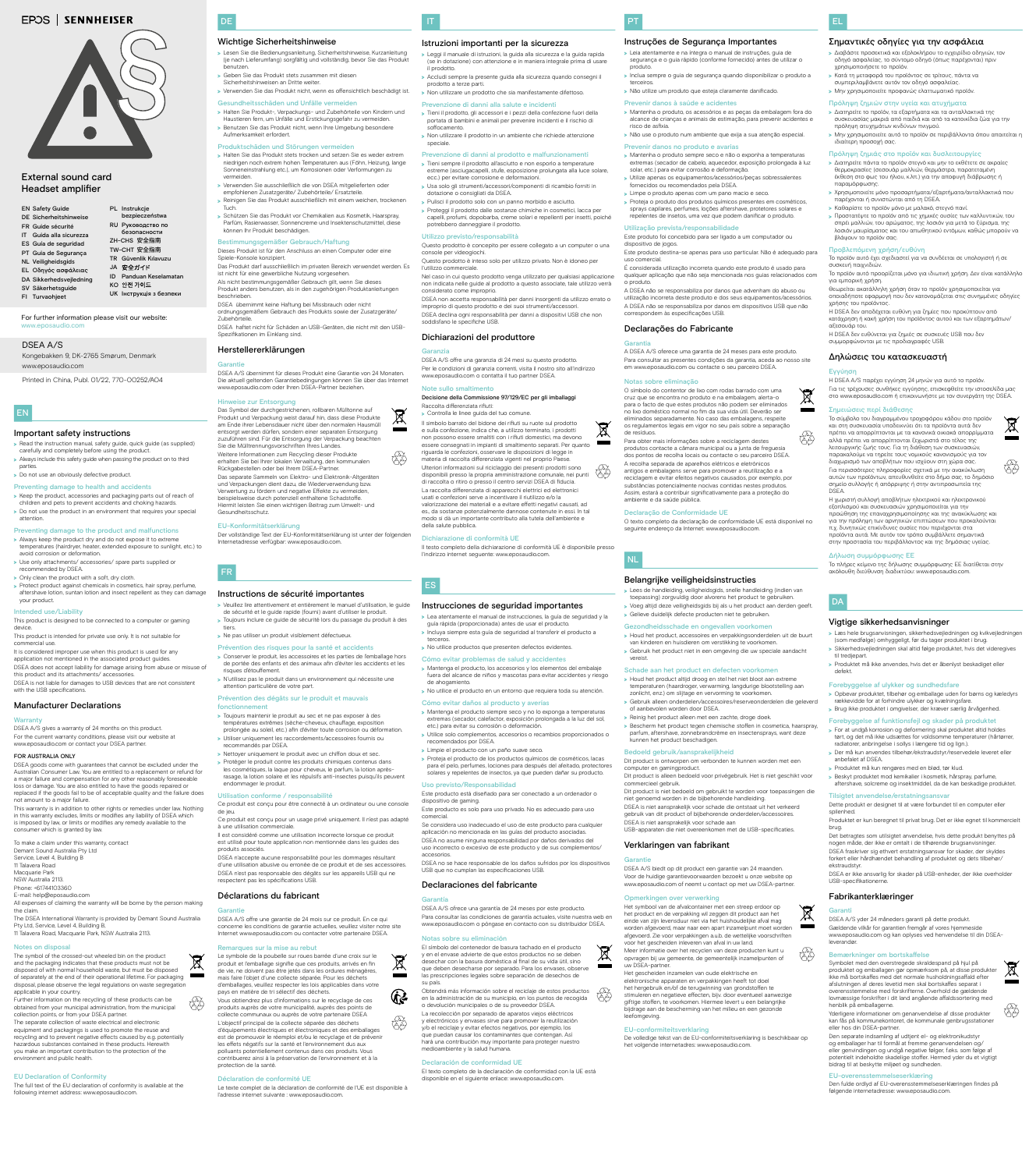EPOS | SENNHEISER

External sound card
Headset amplifier

- EN Safety Guide
- DE Sicherheitshinweise
- FR Guide sécurité
- IT Guida alla sicurezza
- ES Guía de seguridad
- PT Guia de Segurança
- NL Veiligheidsgids
- EL Οδηγός ασφαλείας
- DA Sikkerhedsvejledning
- SV Säkerhetsguide
- FI Turvaohjeet
- PL Instrukcje bezpieczeństwa
- RU Руководство по безопасности
- ZH-CHS 安全指南
- TW-CHT 安全指南
- TR Güvenlik Kılavuzu
- JA 安全ガイド
- ID Panduan Keselamatan
- KO 안전 가이드
- UK Інструкція з безпеки

For further information please visit our website: www.eposaudio.com

DSEA A/S
Kongebakken 9, DK-2765 Smørum, Denmark
www.eposaudio.com

Printed in China, Publ. 01/22, 770-00252/A04

## EN

### Important safety instructions

- Read the instruction manual, safety guide, quick guide (as supplied) carefully and completely before using the product.
- Always include this safety guide when passing the product on to third parties.
- Do not use an obviously defective product.

#### Preventing damage to health and accidents

- Keep the product, accessories and packaging parts out of reach of children and pets to prevent accidents and choking hazards.
- Do not use the product in an environment that requires your special attention.

#### Preventing damage to the product and malfunctions

- Always keep the product dry and do not expose it to extreme temperatures (hairdryer, heater, extended exposure to sunlight, etc.) to avoid corrosion or deformation.
- Use only attachments/ accessories/ spare parts supplied or recommended by DSEA.
- Only clean the product with a soft, dry cloth.
- Protect product against chemicals in cosmetics, hair spray, perfume, aftershave lotion, suntan lotion and insect repellent as they can damage your product.

#### Intended use/Liability

This product is designed to be connected to a computer or gaming device.

This product is intended for private use only. It is not suitable for commercial use.

It is considered improper use when this product is used for any application not mentioned in the associated product guides.

DSEA does not accept liability for damage arising from abuse or misuse of this product and its attachments/ accessories.

DSEA is not liable for damages to USB devices that are not consistent with the USB specifications.

### Manufacturer Declarations

#### Warranty

DSEA A/S gives a warranty of 24 months on this product.

For the current warranty conditions, please visit our website at www.eposaudio.com or contact your DSEA partner.

**FOR AUSTRALIA ONLY**

DSEA goods come with guarantees that cannot be excluded under the Australian Consumer Law. You are entitled to a replacement or refund for a major failure and compensation for any other reasonably foreseeable loss or damage. You are also entitled to have the goods repaired or replaced if the goods fail to be of acceptable quality and the failure does not amount to a major failure.

This warranty is in addition to other rights or remedies under law. Nothing in this warranty excludes, limits or modifies any liability of DSEA which is imposed by law, or limits or modifies any remedy available to the consumer which is granted by law.

To make a claim under this warranty, contact
Demant Sound Australia Pty Ltd
Service, Level 4, Building B
11 Talavera Road
Macquarie Park
NSW Australia 2113.
Phone: +61714103360
E-mail: help@eposaudio.com

All expenses of claiming the warranty will be borne by the person making the claim.

The DSEA International Warranty is provided by Demant Sound Australia Pty Ltd, Service, Level 4, Building B, 11 Talavera Road, Macquarie Park, NSW Australia 2113.

#### Notes on disposal

The symbol of the crossed-out wheeled bin on the product and the packaging indicates that these products must not be disposed of with normal household waste, but must be disposed of separately at the end of their operational lifetime. For packaging disposal, please observe the legal regulations on waste segregation applicable in your country.

Further information on the recycling of these products can be obtained from your municipal administration, from the municipal collection points, or from your DSEA partner.

The separate collection of waste electrical and electronic equipment and packagings is used to promote the reuse and recycling and to prevent negative effects caused by e.g. potentially hazardous substances contained in these products. Herewith you make an important contribution to the protection of the environment and public health.

#### EU Declaration of Conformity

The full text of the EU declaration of conformity is available at the following internet address: www.eposaudio.com.

## DE

### Wichtige Sicherheitshinweise

- Lesen Sie die Bedienungsanleitung, Sicherheitshinweise, Kurzanleitung (je nach Lieferumfang) sorgfältig und vollständig, bevor Sie das Produkt benutzen.
- Geben Sie das Produkt stets zusammen mit diesen Sicherheitshinweisen an Dritte weiter.
- Verwenden Sie das Produkt nicht, wenn es offensichtlich beschädigt ist.

#### Gesundheitsschäden und Unfälle vermeiden

- Halten Sie Produkt-, Verpackungs- und Zubehörteile von Kindern und Haustieren fern, um Unfälle und Erstickungsgefahr zu vermeiden.
- Benutzen Sie das Produkt nicht, wenn Ihre Umgebung besondere Aufmerksamkeit erfordert.

#### Produktschäden und Störungen vermeiden

- Halten Sie das Produkt stets trocken und setzen Sie es weder extrem niedrigen noch extrem hohen Temperaturen aus (Föhn, Heizung, lange Sonneneinstrahlung etc.), um Korrosionen oder Verformungen zu vermeiden.
- Verwenden Sie ausschließlich die von DSEA mitgelieferten oder empfohlenen Zusatzgeräte/ Zubehörteile/ Ersatzteile.
- Reinigen Sie das Produkt ausschließlich mit einem weichen, trockenen Tuch.
- Schützen Sie das Produkt vor Chemikalien aus Kosmetik, Haarspray, Parfüm, Rasierwasser, Sonnencreme und Insektenschutzmittel, diese können Ihr Produkt beschädigen.

#### Bestimmungsgemäßer Gebrauch/Haftung

Dieses Produkt ist für den Anschluss an einen Computer oder eine Spiele-Konsole konzipiert.

Das Produkt darf ausschließlich im privaten Bereich verwendet werden. Es ist nicht für eine gewerbliche Nutzung vorgesehen.

Als nicht bestimmungsgemäßer Gebrauch gilt, wenn Sie dieses Produkt anders benutzen, als in den zugehörigen Produktanleitungen beschrieben.

DSEA übernimmt keine Haftung bei Missbrauch oder nicht ordnungsgemäßem Gebrauch des Produkts sowie der Zusatzgeräte/ Zubehörteile.

DSEA haftet nicht für Schäden an USB-Geräten, die nicht mit den USB-Spezifikationen im Einklang sind.

### Herstellererklärungen

#### Garantie

DSEA A/S übernimmt für dieses Produkt eine Garantie von 24 Monaten. Die aktuell geltenden Garantiebedingungen können Sie über das Internet www.eposaudio.com oder Ihren DSEA-Partner beziehen.

#### Hinweise zur Entsorgung

Das Symbol der durchgestrichenen, rollbaren Mülltonne auf Produkt und Verpackung weist darauf hin, dass diese Produkte am Ende ihrer Lebensdauer nicht über den normalen Hausmüll entsorgt werden dürfen, sondern einer separaten Entsorgung zuzuführen sind. Für die Entsorgung der Verpackung beachten Sie die Mülltrennungsvorschriften Ihres Landes.

Weitere Informationen zum Recycling dieser Produkte erhalten Sie bei Ihrer lokalen Verwaltung, den kommunalen Rückgabestellen oder bei Ihrem DSEA-Partner.

Das separate Sammeln von Elektro- und Elektronik-Altgeräten und Verpackungen dient dazu, die Wiederverwendung bzw. Verwertung zu fördern und negative Effekte zu vermeiden, beispielsweise durch potenziell enthaltene Schadstoffe. Hiermit leisten Sie einen wichtigen Beitrag zum Umwelt- und Gesundheitsschutz.

#### EU-Konformitätserklärung

Der vollständige Text der EU-Konformitätserklärung ist unter der folgenden Internetadresse verfügbar: www.eposaudio.com.

## FR

### Instructions de sécurité importantes

- Veuillez lire attentivement et entièrement le manuel d'utilisation, le guide de sécurité et le guide rapide (fourni) avant d'utiliser le produit.
- Toujours inclure ce guide de sécurité lors du passage du produit à des tiers.
- Ne pas utiliser un produit visiblement défectueux.

#### Prévention des risques pour la santé et accidents

- Conserver le produit, les accessoires et les parties de l'emballage hors de portée des enfants et des animaux afin d'éviter les accidents et les risques d'étouffement.
- N'utilisez pas le produit dans un environnement qui nécessite une attention particulière de votre part.

#### Prévention des dégâts sur le produit et mauvais fonctionnement

- Toujours maintenir le produit au sec et ne pas exposer à des températures extrêmes (sèche-cheveux, chauffage, exposition prolongée au soleil, etc.) afin d'éviter toute corrosion ou déformation.
- Utiliser uniquement les raccordements/accessoires fournis ou recommandés par DSEA.
- Nettoyer uniquement le produit avec un chiffon doux et sec.
- Protéger le produit contre les produits chimiques contenus dans les cosmétiques, la laque pour cheveux, le parfum, la lotion après-rasage, la lotion solaire et les répulsifs anti-insectes puisqu'ils peuvent endommager le produit.

#### Utilisation conforme / responsabilité

Ce produit est conçu pour être connecté à un ordinateur ou une console de jeu.

Ce produit est conçu pour un usage privé uniquement. Il n'est pas adapté à une utilisation commerciale.

Il est considéré comme une utilisation incorrecte lorsque ce produit est utilisé pour toute application non mentionnée dans les guides des produits associés.

DSEA n'accepte aucune responsabilité pour les dommages résultant d'une utilisation abusive ou erronée de ce produit et de ses accessoires.

DSEA n'est pas responsable des dégâts sur les appareils USB qui ne respectent pas les spécifications USB.

### Déclarations du fabricant

#### Garantie

DSEA A/S offre une garantie de 24 mois sur ce produit. En ce qui concerne les conditions de garantie actuelles, veuillez visiter notre site Internet www.eposaudio.com ou contacter votre partenaire DSEA.

#### Remarques sur la mise au rebut

Le symbole de la poubelle sur roues barrée d'une croix sur le produit et l'emballage signifie que ces produits, arrivés en fin de vie, ne doivent pas être jetés dans les ordures ménagères, mais faire l'objet d'une collecte séparée. Pour les déchets d'emballages, veuillez respecter les lois applicables dans votre pays en matière de tri sélectif des déchets.

Vous obtiendrez plus d'informations sur le recyclage de ces produits auprès de votre municipalité, auprès des points de collecte communaux ou auprès de votre partenaire DSEA.

L'objectif principal de la collecte séparée des déchets d'équipements électriques et électroniques et des emballages est de promouvoir le réemploi et/ou le recyclage et de prévenir les effets négatifs sur la santé et l'environnement dus aux polluants potentiellement contenus dans ces produits. Vous contribuerez ainsi à la préservation de l'environnement et à la protection de la santé.

#### Déclaration de conformité UE

Le texte complet de la déclaration de conformité de l'UE est disponible à l'adresse internet suivante : www.eposaudio.com.

## IT

### Istruzioni importanti per la sicurezza

- Leggi il manuale di istruzioni, la guida alla sicurezza e la guida rapida (se in dotazione) con attenzione e in maniera integrale prima di usare il prodotto.
- Accludi sempre la presente guida alla sicurezza quando consegni il prodotto a terze parti.
- Non utilizzare un prodotto che sia manifestamente difettoso.

#### Prevenzione di danni alla salute e incidenti

- Tieni il prodotto, gli accessori e i pezzi della confezione fuori della portata di bambini e animali per prevenire incidenti e il rischio di soffocamento.
- Non utilizzare il prodotto in un ambiente che richiede attenzione speciale.

#### Prevenzione di danni al prodotto e malfunzionamenti

- Tieni sempre il prodotto all'asciutto e non esporlo a temperature estreme (asciugacapelli, stufe, esposizione prolungata alla luce solare, ecc.) per evitare corrosione e deformazioni.
- Usa solo gli strumenti/accessori/componenti di ricambio forniti in dotazione o consigliati da DSEA.
- Pulisci il prodotto solo con un panno morbido e asciutto.
- Proteggi il prodotto dalle sostanze chimiche in cosmetici, lacca per capelli, profumi, dopobarba, creme solari e repellenti per insetti, poiché potrebbero danneggiare il prodotto.

#### Utilizzo previsto/responsabilità

Questo prodotto è concepito per essere collegato a un computer o una console per videogiochi.

Questo prodotto è inteso solo per utilizzo privato. Non è idoneo per l'utilizzo commerciale.

Nel caso in cui questo prodotto venga utilizzato per qualsiasi applicazione non indicata nelle guide al prodotto a questo associate, tale utilizzo verrà considerato come improprio.

DSEA non accetta responsabilità per danni insorgenti da utilizzo errato o improprio di questo prodotto e dei suoi strumenti/accessori.

DSEA declina ogni responsabilità per danni a dispositivi USB che non soddisfano le specifiche USB.

### Dichiarazioni del produttore

#### Garanzia

DSEA A/S offre una garanzia di 24 mesi su questo prodotto.

Per le condizioni di garanzia correnti, visita il nostro sito all'indirizzo www.eposaudio.com o contatta il tuo partner DSEA.

#### Note sullo smaltimento

**Decisione della Commissione 97/129/EC per gli imballaggi**

Raccolta differenziata rifiuti:

- Controlla le linee guida del tuo comune.

Il simbolo barrato del bidone dei rifiuti su ruote sul prodotto e sulla confezione, indica che, a utilizzo terminato, i prodotti non possono essere smaltiti con i rifiuti domestici, ma devono essere consegnati in smaltimento separati. Per quanto riguarda le confezioni, osservare le disposizioni di legge in materia di raccolta differenziata vigenti nel proprio Paese.

Ulteriori informazioni sul riciclaggio dei presenti prodotti sono disponibili presso la propria amministrazione comunale, nei punti di raccolta o ritiro o presso il centro servizi DSEA di fiducia.

La raccolta differenziata di apparecchi elettrici ed elettronici usati e confezioni serve a incentivare il riutilizzo e/o la valorizzazione dei materiali e a evitare effetti negativi causati, ad es., da sostanze potenzialmente dannose contenute in essi. In tal modo si dà un importante contributo alla tutela dell'ambiente e della salute pubblica.

#### Dichiarazione di conformità UE

Il testo completo della dichiarazione di conformità UE è disponibile presso l'indirizzo internet seguente: www.eposaudio.com.

## ES

### Instrucciones de seguridad importantes

- Lea atentamente el manual de instrucciones, la guía de seguridad y la guía rápida (proporcionada) antes de usar el producto.
- Incluya siempre esta guía de seguridad al transferir el producto a terceros.
- No utilice productos que presenten defectos evidentes.

#### Cómo evitar problemas de salud y accidentes

- Mantenga el producto, los accesorios y los elementos del embalaje fuera del alcance de niños y mascotas para evitar accidentes y riesgo de ahogamiento.
- No utilice el producto en un entorno que requiera toda su atención.

#### Cómo evitar daños al producto y averías

- Mantenga el producto siempre seco y no lo exponga a temperaturas extremas (secador, calefactor, exposición prolongada a la luz del sol, etc.) para evitar su corrosión o deformación.
- Utilice solo complementos, accesorios o recambios proporcionados o recomendados por DSEA.
- Limpie el producto con un paño suave seco.
- Proteja el producto de los productos químicos de cosméticos, lacas para el pelo, perfumes, lociones para después del afeitado, protectores solares y repelentes de insectos ya que pueden dañar su producto.

#### Uso previsto/Responsabilidad

Este producto está diseñado para ser conectado a un ordenador o dispositivo de gaming.

Este producto es solo para uso privado. No es adecuado para uso comercial.

Se considera uso inadecuado el uso de este producto para cualquier aplicación no mencionada en las guías del producto asociadas.

DSEA no asume ninguna responsabilidad por daños derivados del uso incorrecto o excesivo de este producto y de sus complementos/ accesorios.

DSEA no se hace responsable de los daños sufridos por los dispositivos USB que no cumplan las especificaciones USB.

### Declaraciones del fabricante

#### Garantía

DSEA A/S ofrece una garantía de 24 meses por este producto.

Para consultar las condiciones de garantía actuales, visite nuestra web en www.eposaudio.com o póngase en contacto con su distribuidor DSEA.

#### Notas sobre su eliminación

El símbolo del contenedor de basura tachado en el producto y en el envase advierte de que estos productos no se deben desechar con la basura doméstica al final de su vida útil, sino que deben desecharse por separado. Para los envases, observe las prescripciones legales sobre separación de desechos de su país.

Obtendrá más información sobre el reciclaje de estos productos en la administración de su municipio, en los puntos de recogida o devolución municipales o de su proveedor DSEA.

La recolección por separado de aparatos viejos eléctricos y electrónicos y envases sirve para promover la reutilización y/o el reciclaje y evitar efectos negativos, por ejemplo, los que puedan causar los contaminantes que contengan. Así hará una contribución muy importante para proteger nuestro medioambiente y la salud humana.

#### Declaración de conformidad UE

El texto completo de la declaración de conformidad con la UE está disponible en el siguiente enlace: www.eposaudio.com.

## PT

### Instruções de Segurança Importantes

- Leia atentamente e na íntegra o manual de instruções, guia de segurança e o guia rápido (conforme fornecido) antes de utilizar o produto.
- Inclua sempre o guia de segurança quando disponibilizar o produto a terceiros.
- Não utilize um produto que esteja claramente danificado.

#### Prevenir danos à saúde e acidentes

- Mantenha o produto, os acessórios e as peças da embalagem fora do alcance de crianças e animais de estimação, para prevenir acidentes e risco de asfixia.
- Não use o produto num ambiente que exija a sua atenção especial.

#### Prevenir danos no produto e avarias

- Mantenha o produto sempre seco e não o exponha a temperaturas extremas (secador de cabelo, aquecedor, exposição prolongada à luz solar, etc.) para evitar corrosão e deformação.
- Utilize apenas os equipamentos/acessórios/peças sobressalentes fornecidos ou recomendados pela DSEA.
- Limpe o produto apenas com um pano macio e seco.
- Proteja o produto dos produtos químicos presentes em cosméticos, sprays capilares, perfumes, loções aftershave, protetores solares e repelentes de insetos, uma vez que podem danificar o produto.

#### Utilização prevista/responsabilidade

Este produto foi concebido para ser ligado a um computador ou dispositivo de jogos.

Este produto destina-se apenas para uso particular. Não é adequado para uso comercial.

É considerada utilização incorreta quando este produto é usado para qualquer aplicação que não seja mencionada nos guias relacionados com o produto.

A DSEA não se responsabiliza por danos que advenham do abuso ou utilização incorreta deste produto e dos seus equipamentos/acessórios.

A DSEA não se responsabiliza por danos em dispositivos USB que não correspondem às especificações USB.

### Declarações do Fabricante

#### Garantia

A DSEA A/S oferece uma garantia de 24 meses para este produto.

Para consultar as presentes condições da garantia, aceda ao nosso site em www.eposaudio.com ou contacte o seu parceiro DSEA.

#### Notas sobre eliminação

O símbolo do contentor de lixo com rodas barrado com uma cruz que se encontra no produto e na embalagem, alerta-o para o facto de que estes produtos não podem ser eliminados no lixo doméstico normal no fim da sua vida útil. Deverão ser eliminados separadamente. No caso das embalagens, respeite os regulamentos legais em vigor no seu país sobre a separação de resíduos.

Para obter mais informações sobre a reciclagem destes produtos contacte a câmara municipal ou a junta de freguesia dos pontos de recolha locais ou contacte o seu parceiro DSEA.

A recolha separada de aparelhos elétricos e eletrónicos antigos e embalagens serve para promover a reutilização e a reciclagem e evitar efeitos negativos causados, por exemplo, por substâncias potencialmente nocivas contidas nestes produtos. Assim, estará a contribuir significativamente para a proteção do ambiente e da saúde pública.

#### Declaração de Conformidade UE

O texto completo da declaração de conformidade UE está disponível no seguinte endereço da Internet: www.eposaudio.com.

## NL

### Belangrijke veiligheidsinstructies

- Lees de handleiding, veiligheidsgids, snelle handleiding (indien van toepassing) zorgvuldig door alvorens het product te gebruiken.
- Voeg altijd deze veiligheidsgids bij als u het product aan derden geeft.
- Gebruik duidelijk defecte producten niet te gebruiken.

#### Gezondheidsschade en ongevallen voorkomen

- Houd het product, accessoires en verpakkingsonderdelen uit de buurt van kinderen en huisdieren om verstikking te voorkomen.
- Gebruik het product niet in een omgeving die uw speciale aandacht vereist.

#### Schade aan het product en defecten voorkomen

- Houd het product altijd droog en stel het niet bloot aan extreme temperaturen (haardroger, verwarming, langdurige blootstelling aan zonlicht, enz.) om slijtage en vervorming te voorkomen.
- Gebruik alleen onderdelen/accessoires/reserveonderdelen die geleverd of aanbevolen worden door DSEA.
- Reinig het product alleen met een zachte, droge doek.
- Bescherm het product tegen chemische stoffen in cosmetica, haarspray, parfum, aftershave, zonnebrandcrème en insectenspray, want deze kunnen het product beschadigen.

#### Bedoeld gebruik/aansprakelijkheid

Dit product is ontworpen om verbonden te kunnen worden met een computer en gamingproduct.

Dit product is alleen bedoeld voor privégebruik. Het is niet geschikt voor commercieel gebruik.

Dit product is niet bedoeld om gebruikt te worden voor toepassingen die niet genoemd worden in de bijbehorende handleiding.

DSEA is niet aansprakelijk voor schade die ontstaat uit het verkeerd gebruik van dit product of bijbehorende onderdelen/accessoires.

DSEA is niet aansprakelijk voor schade aan USB-apparaten die niet overeenkomen met de USB-specificaties.

### Verklaringen van fabrikant

#### Garantie

DSEA A/S biedt op dit product een garantie van 24 maanden.

Voor de huidige garantievoorwaarden bezoekt u onze website op www.eposaudio.com of neemt u contact op met uw DSEA-partner.

#### Opmerkingen over verwerking

Het symbool van de afvalcontainer met een streep erdoor op het product en de verpakking wil zeggen dit product aan het einde van zijn levensduur niet via het huishoudelijke afval mag worden afgevoerd, maar naar een apart inzamelpunt moet worden afgevoerd. Zie voor verpakkingen a.u.b. de wettelijke voorschriften voor het gescheiden inleveren van afval in uw land.

Meer informatie over het recyclen van deze producten kunt u opvragen bij uw gemeente, de gemeentelijk inzamelpunten of uw DSEA-partner.

Het gescheiden inzamelen van oude elektrische en elektronische apparaten en verpakkingen heeft tot doel het hergebruik en/of de terugwinning van grondstoffen te stimuleren en negatieve effecten, bijv. door eventueel aanwezige giftige stoffen, te voorkomen. Hiermee levert u een belangrijke bijdrage aan de bescherming van het milieu en een gezonde leefomgeving.

#### EU-conformiteitsverklaring

De volledige tekst van de EU-conformiteitsverklaring is beschikbaar op het volgende internetadres: www.eposaudio.com.

## EL

### Σημαντικές οδηγίες για την ασφάλεια

- Διαβάστε προσεκτικά και εξολοκλήρου το εγχειρίδιο οδηγιών, τον οδηγό ασφαλείας, το σύντομο οδηγό (όπως παρέχονται) πριν χρησιμοποιήσετε το προϊόν.
- Κατά τη μεταφορά του προϊόντος σε τρίτους, πάντα να συμπεριλαμβάνετε αυτόν τον οδηγό ασφαλείας.
- Μην χρησιμοποιείτε προφανώς ελαττωματικό προϊόν.

#### Πρόληψη ζημιών στην υγεία και ατυχήματα

- Διατηρείτε το προϊόν, τα εξαρτήματα και τα ανταλλακτικά της συσκευασίας μακριά από παιδιά και από τα κατοικίδια ζώα για την πρόληψη ατυχημάτων κινδύνων πνιγμού.
- Μην χρησιμοποιείτε αυτό το προϊόν σε περιβάλλοντα όπου απαιτείται η ιδιαίτερη προσοχή σας.

#### Πρόληψη ζημιάς στο προϊόν και δυσλειτουργίες

- Διατηρείτε πάντα το προϊόν στεγνό και μην το εκθέτετε σε ακραίες θερμοκρασίες (σεσουάρ μαλλιών, θερμάστρα, παρατεταμένη έκθεση στο φως του ήλιου, κ.λπ.) για την αποφυγή διάβρωσης ή παραμόρφωσης.
- Χρησιμοποιείτε μόνο προσαρτήματα/εξαρτήματα/ανταλλακτικά που παρέχονται ή συνιστώνται από τη DSEA.
- Καθαρίστε το προϊόν μόνο με μαλακό, στεγνό πανί.
- Προστατέψτε το προϊόν από τις χημικές ουσίες των καλλυντικών, του σπρέι μαλλιών, του αρώματος, της λοσιόν για μετά το ξύρισμα, της λοσιόν μαυρίσματος και του απωθητικού εντόμων, καθώς μπορούν να βλάψουν το προϊόν σας.

#### Προβλεπόμενη χρήση/ευθύνη

Το προϊόν αυτό έχει σχεδιαστεί για να συνδέεται σε υπολογιστή ή σε συσκευή παιχνιδιών.

Το προϊόν αυτό προορίζεται μόνο για ιδιωτική χρήση. Δεν είναι κατάλληλο για εμπορική χρήση.

Θεωρείται ακατάλληλη χρήση όταν το προϊόν χρησιμοποιείται για οποιαδήποτε εφαρμογή που δεν κατονομάζεται στις συνημμένες οδηγίες χρήσης του προϊόντος.

Η DSEA δεν αποδέχεται ευθύνη για ζημίες που προκύπτουν από κατάχρηση ή κακή χρήση του προϊόντος αυτού και των εξαρτημάτων/ αξεσουάρ του.

Η DSEA δεν ευθύνεται για ζημιές σε συσκευές USB που δεν συμμορφώνονται με τις προδιαγραφές USB.

### Δηλώσεις του κατασκευαστή

#### Εγγύηση

Η DSEA A/S παρέχει εγγύηση 24 μηνών για αυτό το προϊόν.

Για τις τρέχουσες συνθήκες εγγύησης, επισκεφθείτε την ιστοσελίδα μας στο www.eposaudio.com ή επικοινωνήστε με τον συνεργάτη της DSEA.

#### Σημειώσεις περί διάθεσης

Το σύμβολο του διαγραμμένου τροχοφόρου κάδου στο προϊόν και στη συσκευασία υποδεικνύει ότι τα προϊόντα αυτά δεν πρέπει να απορρίπτονται με τα κανονικά οικιακά απορρίμματα αλλά πρέπει να απορρίπτονται ξεχωριστά στο τέλος της λειτουργικής ζωής τους. Για τη διάθεση των συσκευασιών, παρακαλούμε να τηρείτε τους νομικούς κανονισμούς για τον διαχωρισμό των αποβλήτων που ισχύουν στη χώρα σας.

Για περισσότερες πληροφορίες σχετικά με την ανακύκλωση αυτών των προϊόντων, απευθυνθείτε στο δήμο σας, το δημοτικό σημείο συλλογής ή απόρριψης ή στην αντιπροσωπεία της DSEA.

Η χωριστή συλλογή αποβλήτων ηλεκτρικού και ηλεκτρονικού εξοπλισμού και συσκευασιών χρησιμοποιείται για την προώθηση της επαναχρησιμοποίησης και της ανακύκλωσης και για την πρόληψη των αρνητικών επιπτώσεων που προκαλούνται π.χ. δυνητικώς επικίνδυνες ουσίες που περιέχονται στα προϊόντα αυτά. Με αυτόν τον τρόπο συμβάλλετε σημαντικά στην προστασία του περιβάλλοντος και της δημόσιας υγείας.

#### Δήλωση συμμόρφωσης ΕΕ

Το πλήρες κείμενο της δήλωσης συμμόρφωσης ΕΕ διατίθεται στην ακόλουθη διεύθυνση διαδικτύου: www.eposaudio.com.

## DA

### Vigtige sikkerhedsanvisninger

- Læs hele brugsanvisningen, sikkerhedsvejledningen og kvikvejledningen (som medfølger) omhyggeligt, før du tager produktet i brug.
- Sikkerhedsvejledningen skal altid følge produktet, hvis det videregives til tredjepart.
- Produktet må ikke anvendes, hvis det er åbenlyst beskadiget eller defekt.

#### Forebyggelse af ulykker og sundhedsfare

- Opbevar produktet, tilbehør og emballage uden for børns og kæledyrs rækkevidde for at forhindre ulykker og kvælningsfare.
- Brug ikke produktet i omgivelser, der kræver særlig årvågenhed.

#### Forebyggelse af funktionsfejl og skader på produktet

- For at undgå korrosion og deformering skal produktet altid holdes tørt, og det må ikke udsættes for voldsomme temperaturer (hårtørrer, radiatorer, anbringelse i sollys i længere tid og lign.).
- Der må kun anvendes tilbehør/ekstraudstyr/reservedele leveret eller anbefalet af DSEA.
- Produktet må kun rengøres med en blød, tør klud.
- Beskyt produktet mod kemikalier i kosmetik, hårspray, parfume, aftershave, solcreme og insektmiddel, da de kan beskadige produktet.

#### Tilsigtet anvendelse/erstatningsansvar

Dette produkt er designet til at være forbundet til en computer eller spillenhed.

Produktet er kun beregnet til privat brug. Det er ikke egnet til kommercielt brug.

Det betragtes som utilsigtet anvendelse, hvis dette produkt benyttes på nogen måde, der ikke er omtalt i de tilhørende brugsanvisninger.

DSEA fraskriver sig ethvert erstatningsansvar for skader, der skyldes forkert eller hårdhændet behandling af produktet og dets tilbehør/ ekstraudstyr.

DSEA er ikke ansvarlig for skader på USB-enheder, der ikke overholder USB-specifikationerne.

### Fabrikanterklæringer

#### Garanti

DSEA A/S yder 24 måneders garanti på dette produkt.

Gældende vilkår for garantien fremgår af vores hjemmeside www.eposaudio.com og kan oplyses ved henvendelse til din DSEA-leverandør.

#### Bemærkninger om bortskaffelse

Symbolet med den overstregede skraldespand på hjul på produktet og emballagen gør opmærksom på, at disse produkter ikke må bortskaffes med det normale husholdningsaffald efter afslutningen af deres levetid men skal bortskaffes separat i overensstemmelse med forskrifterne. Overhold de gældende lovmæssige forskrifter i dit land angående affaldssortering med henblik på emballagerne.

Yderligere informationer om genanvendelse af disse produkter kan fås på kommunekontoret, de kommunale genbrugsstationer eller hos din DSEA-partner.

Den separate indsamling af udtjent el- og elektronikudstyr og emballager har til formål at fremme genanvendelsen og/ eller genvindingen og undgå negative følger, f.eks. som følge af potentielt indeholdte skadelige stoffer. Hermed yder du et vigtigt bidrag til at beskytte miljøet og sundheden.

#### EU-overensstemmelseserklæring

Den fulde ordlyd af EU-overensstemmelseserklæringen findes på følgende internetadresse: www.eposaudio.com.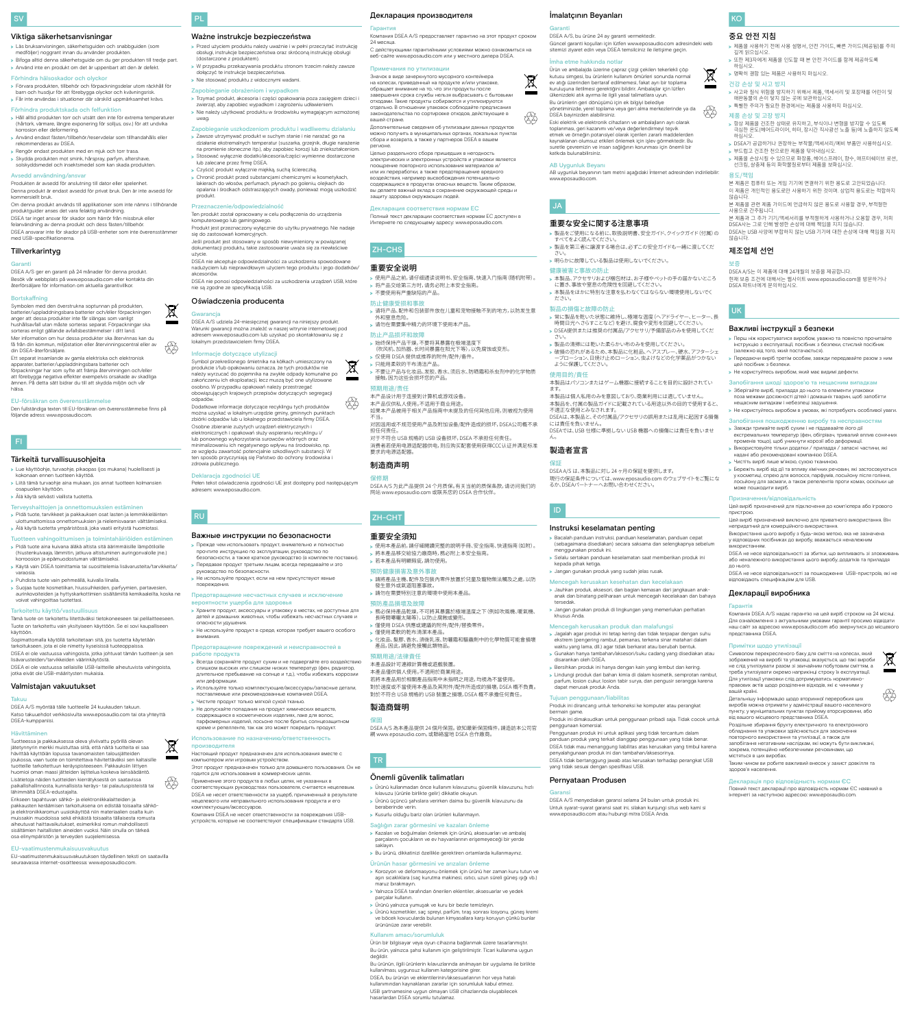SV

## Viktiga säkerhetsanvisningar

- Läs bruksanvisningen, säkerhetsguiden och snabbguiden (som medföljer) noggrant innan du använder produkten.
- Bifoga alltid denna säkerhetsguide om du ger produkten till tredje part.
- Använd inte en produkt om det är uppenbart att den är defekt.

### Förhindra hälsoskador och olyckor

- Förvara produkten, tillbehör och förpackningsdelar utom räckhåll för barn och husdjur för att förebygga olyckor och kvävningsrisk.
- Får inte användas i situationer där särskild uppmärksamhet krävs.

### Förhindra produktskada och felfunktion

- Håll alltid produkten torr och utsätt den inte för extrema temperaturer (hårtork, värmare, långre exponering för solljus, osv.) för att undvika korrosion eller deformering.
- Använd endast fästen/tillbehör/reservdelar som tillhandahålls eller rekommenderas av DSEA.
- Rengör endast produkten med en mjuk och torr trasa.
- Skydda produkten mot smink, hårspray, parfym, aftershave, solskyddsmedel och insektsmedel som kan skada produkten.

### Avsedd användning/ansvar

Produkten är avsedd för anslutning till dator eller spelenhet.

Denna produkt är endast avsedd för privat bruk. Den är inte avsedd för kommersiellt bruk.

Om denna produkt används till applikationer som inte nämns i tillhörande produktguider anses det vara felaktig användning.

DSEA tar inget ansvar för skador som härrör från missbruk eller felanvändning av denna produkt och dess fästen/tillbehör.

DSEA ansvarar inte för skador på USB-enheter som inte överensstämmer med USB-specifikationerna.

## Tillverkarintyg

### Garanti

DSEA A/S ger en garanti på 24 månader för denna produkt.

Besök vår webbplats på www.eposaudio.com eller kontakta din återförsäljare för information om aktuella garantivillkor.

### Bortskaffning

Symbolen med den överstrukna soptunnan på produkten, batterier/uppladdningsbara batterier och/eller förpackningen anger att dessa produkter inte får slängs som vanligt hushållsavfall utan måste sorteras separat. Förpackningar ska sorteras enligt gällande avfallsbestämmelser i ditt land.

Mer information om hur dessa produkter ska återvinnas kan du få från din kommun, miljöstation eller återvinningscentral eller av din DSEA-återförsäljare.

Ett separat insamlande av gamla elektriska och elektronisk apparater, batterier/uppladdningsbara batterier och förpackningar har som syfte att främja återvinningen och/eller att förebygga negativa effekter exempelvis orsakade av skadliga ämnen. På detta sätt bidrar du till att skydda miljön och vår hälsa.

### EU-försäkran om överensstämmelse

Den fullständiga texten till EU-försäkran om överensstämmelse finns på följande adress: www.eposaudio.com.

FI

## Tärkeitä turvallisuusohjeita

- Lue käyttöohje, turvaohje, pikaopas (jos mukana) huolellisesti ja kokonaan ennen tuotteen käyttöä.
- Liitä tämä turvaohje aina mukaan, jos annat tuotteen kolmansien osapuolien käyttöön.
- Älä käytä selvästi viallista tuotetta.

### Terveyshaittojen ja onnettomuuksien estäminen

- Pidä tuote, tarvikkeet ja pakkauksen osat lasten ja lemmikkieläinten ulottumattomissa onnettomuuksien ja nielemisvaaran välttämiseksi.
- Älä käytä tuotetta ympäristössä, joka vaatii erityistä huomiotasi.

### Tuotteen vahingoittumisen ja toimintahäiriöiden estäminen

- Pidä tuote aina kuivana äläkä altista sitä äärimmäisille lämpötiloille (hiustenkuivaaja, lämmitin, jatkuva altistuminen auringonvalolle jne.) korroosion ja epämuodostuman välttämiseksi.
- Käytä vain DSEA toimittamia tai suosittelemia lisävarusteita/tarvikkeita/varaosia.
- Puhdista tuote vain pehmeällä, kuivalla liinalla.
- Suojaa tuote kosmetiikan, hiussuihkeiden, parfyymien, partavesien, aurinkovoiteiden ja hyttyskarkottimien sisältämiltä kemikaaleilta, koska ne voivat vahingoittaa tuotetta.

### Tarkoitettu käyttö/vastuullisuus

Tämä tuote on tarkoitettu liitettäväksi tietokoneeseen tai pelilaitteeseen.

Tuote on tarkoitettu vain yksityiseen käyttöön. Se ei sovi kaupalliseen käyttöön.

Sopimattomalla käytöllä tarkoitetaan sitä, jos tuotetta käytetään tarkoitukseen, jota ei ole nimetty kyseisissä tuoteoppaissa.

DSEA ei ole vastuussa vahingoista, jotka johtuvat tämän tuotteen ja sen lisävarusteiden/-tarvikkeiden väärinkäytöstä.

DSEA ei ole vastuussa sellaisille USB-laitteille aiheutuvista vahingoista, jotka eivät ole USB-määritysten mukaisia.

## Valmistajan vakuutukset

### Takuu

DSEA A/S myöntää tälle tuotteelle 24 kuukauden takuun.

Katso takuuehdot verkkosivulta www.eposaudio.com tai ota yhteyttä DSEA-kumppaniisi.

### Hävittäminen

Tuotteessa ja pakkauksessa oleva yliviivattu pyörillä olevan jäteastiasymboli merkki muistuttaa siitä, että nämä tuotteita ei saa hävittää käyttöiän lopussa tavanomaisten talousjätteiden joukossa, vaan tuote on toimitettava hävitettäväksi sen kaltaisille tuotteille tarkoitettuun keräyspisteeseen. Pakkauksiin liittyen huomioi oman maasi jätteiden lajittelua koskeva lainsäädäntö.

Lisätietoja näiden tuotteiden kierrätyksestä on saatavissa paikallishallinnosta, kunnallisista keräys- tai palautuspisteistä tai lähimmältä DSEA-edustajalta.

Erikseen tapahtuvan sähkö- ja elektroniikkalaitteiden ja paristojen keräämisen tarkoituksena on edistää toisaalta sähkö- ja elektroniikkaromun uusiokäyttöä niin materiaalien osalta kuin muissakin muodoissa sekä ehkäistä toisaalta tällaisesta romusta aiheutuvat haittavaikutukset, esimerkiksi romun mahdollisesti sisältämien haitallisten aineiden vuoksi. Näin sinulla on tärkeä osa elinympäristön ja terveyden suojelemisessa.

### EU-vaatimustenmukaisuusvakuutus

EU-vaatimustenmukaisuusvakuutuksen täydellinen teksti on saatavilla seuraavassa internet-osoitteessa: www.eposaudio.com.

PL

## Ważne instrukcje bezpieczeństwa

- Przed użyciem produktu należy uważnie i w pełni przeczytać instrukcję obsługi, instrukcje bezpieczeństwa oraz skróconą instrukcję obsługi (dostarczone z produktem).
- W przypadku przekazywania produktu stronom trzecim należy zawsze dołączyć te instrukcje bezpieczeństwa.
- Nie stosować produktu z widocznymi wadami.

### Zapobieganie obrażeniom i wypadkom

- Trzymać produkt, akcesoria i części opakowania poza zasięgiem dzieci i zwierząt, aby zapobiec wypadkom i zagrożeniu udławieniem.
- Nie należy użytkować produktu w środowisku wymagającym wzmożonej uwag.

### Zapobieganie uszkodzeniom produktu i wadliwemu działaniu

- Zawsze utrzymywać produkt w suchym stanie i nie narażać go na działanie ekstremalnych temperatur (suszarka, grzejnik, długie narażenie na promienie słoneczne itp.), aby zapobiec korozji lub zniekształceniom.
- Stosować wyłącznie dodatki/akcesoria/części wymienne dostarczone lub zalecane przez firmę DSEA.
- Czyścić produkt wyłącznie miękką, suchą ściereczką.
- Chronić produkt przed substancjami chemicznymi w kosmetykach, lakierach do włosów, perfumach, płynach po goleniu, olejkach do opalania i środkach odstraszających owady, ponieważ mogą uszkodzić produkt.

### Przeznaczenie/odpowiedzialność

Ten produkt został opracowany w celu podłączenia do urządzenia komputerowego lub gamingowego.

Produkt jest przeznaczony wyłącznie do użytku prywatnego. Nie nadaje się do zastosowań komercyjnych.

Jeśli produkt jest stosowany w sposób niewymieniony w powiązanej dokumentacji produktu, takie zastosowanie uważa się za niewłaściwe użycie.

DSEA nie akceptuje odpowiedzialności za uszkodzenia spowodowane nadużyciem lub nieprawidłowym użyciem tego produktu i jego dodatków/akcesoriów.

DSEA nie ponosi odpowiedzialności za uszkodzenia urządzeń USB, które nie są zgodne ze specyfikacją USB.

## Oświadczenia producenta

### Gwarancja

DSEA A/S udziela 24-miesięcznej gwarancji na niniejszy produkt.

Warunki gwarancji można znaleźć w naszej witrynie internetowej pod adresem www.eposaudio.com lub uzyskać po skontaktowaniu się z lokalnym przedstawicielem firmy DSEA.

### Informacje dotyczące utylizacji

Symbol przekreślonego śmietnika na kółkach umieszczony na produkcie i/lub opakowaniu oznacza, że tych produktów nie należy wyrzucać do pojemnika na zwykłe odpady komunalne po zakończeniu ich eksploatacji, lecz muszą być one utylizowane osobno. W przypadku opakowań należy przestrzegać obowiązujących krajowych przepisów dotyczących segregacji odpadów.

Dodatkowe informacje dotyczące recyklingu tych produktów można uzyskać w lokalnym urzędzie gminy, gminnych punktach zbiórki odpadów lub u lokalnego przedstawiciela firmy DSEA.

Osobne zbieranie zużytych urządzeń elektrycznych i elektronicznych i opakowań służy wspieraniu recyklingu i/lub ponownego wykorzystania surowców wtórnych oraz minimalizowaniu ich negatywnego wpływu na środowisko, np. ze względu zawartość potencjalnie szkodliwych substancji. W ten sposób przyczyniają się Państwo do ochrony środowiska i zdrowia publicznego.

### Deklaracja zgodności UE

Pełen tekst oświadczenia zgodności UE jest dostępny pod następującym adresem: www.eposaudio.com.

RU

## Важные инструкции по безопасности

- Прежде чем использовать продукт, внимательно и полностью прочтите инструкцию по эксплуатации, руководство по безопасности, а также краткое руководство (в комплекте поставки).
- Передавая продукт третьим лицам, всегда передавайте и это руководство по безопасности.
- Не используйте продукт, если на нем присутствуют явные повреждения.

### Предотвращение несчастных случаев и исключение вероятности ущерба для здоровья

- Храните продукт, аксессуары и упаковку в местах, не доступных для детей и домашних животных, чтобы избежать несчастных случаев и опасности удушения.
- Не используйте продукт в среде, которая требует вашего особого внимания.

### Предотвращение повреждений и неисправностей в работе продукта

- Всегда сохраняйте продукт сухим и не подвергайте его воздействию слишком высоких или слишком низких температур (фен, радиатор, длительное пребывание на солнце и т.д.), чтобы избежать коррозии или деформации.
- Используйте только комплектующие/аксессуары/запасные детали, поставляемые или рекомендованные компанией DSEA.
- Чистите продукт только мягкой сухой тканью.
- Не допускайте попадания на продукт химических веществ, содержащихся в косметических изделиях, лаке для волос, парфюмерных изделий, лосьоне после бритья, солнцезащитном креме и репелленте, так как это может повредить продукт.

### Использование по назначению/ответственность производителя

Настоящий продукт предназначен для использования вместе с компьютером или игровым устройством.

Этот продукт предназначен только для домашнего пользования. Он не годится для использования в коммерческих целях.

Применение этого продукта в любых целях, не указанных в соответствующих руководствах пользователя, считается нецелевым.

DSEA не несет ответственности за ущерб, причиненный в результате нецелевого или неправильного использования продукта и его комплектующих/аксессуаров.

Компания DSEA не несет ответственности за повреждения USB-устройств, которые не соответствуют спецификации стандарта USB.

## Декларация производителя

### Гарантия

Компания DSEA A/S предоставляет гарантию на этот продукт сроком 24 месяца.

С действующими гарантийными условиями можно ознакомиться на веб-сайте www.eposaudio.com или у местного дилера DSEA.

### Примечания по утилизации

Значок в виде зачеркнутого мусорного контейнера на колесах, приведенный на продукте и/или упаковке, обращает внимание на то, что эти продукты после завершения срока службы нельзя выбрасывать с бытовыми отходами. Такие продукты собираются и утилизируются отдельно. В отношении упаковок соблюдайте предписания законодательства по сортировке отходов, действующие в вашей стране.

Дополнительные сведения об утилизации данных продуктов можно получить в муниципальных органах, локальных пунктах сбора и возврата, а также у партнеров DSEA в вашем регионе.

Целью раздельного сбора пришедших в негодность электрических и электронных устройств и упаковки является поощрение повторного использования материалов и/или их переработки, а также предотвращение вредного воздействия, например вызываемого потенциально содержащихся в продуктах опасных веществ. Таким образом, вы делаете важный вклад в сохранение окружающей среды и защиту здоровья окружающих людей.

### Декларация соответствия нормам ЕС

Полный текст декларации соответствия нормам ЕС доступен в Интернете по следующему адресу: www.eposaudio.com.

ZH-CHS

## 重要安全说明

- 使用产品之前，请仔细阅读说明书、安全指南、快速入门指南（随机附带）。
- 将产品交给第三方时，请务必附上本安全指南。
- 不要使用有严重缺陷的产品。

### 防止健康损害和事故

- 请将产品、配件和包装部件放在儿童和宠物接触不到的地方，以防发生意外和窒息危险。
- 请勿在需要集中精力的环境下使用本产品。

### 防止产品损坏和故障

- 始终保持产品干燥，不要将其暴露在极端温度下（吹风机、加热器、长时间暴露在阳光下等），以免腐蚀或变形。
- 仅使用 DSEA 提供或推荐的附件/配件/备件。
- 只能用柔软的干布清洁产品。
- 不要让产品与化妆品、发胶、香水、须后水、防晒霜和杀虫剂中的化学物质接触，因为这些会损坏您的产品。

### 预期用途/责任

本产品设计用于连接到计算机或游戏设备。

本产品仅供私人使用。不适用于商业用途。

如果本产品被用于相关产品指南中未提及的任何其他应用，则被视为使用不当。

对因滥用或不当使用产品及附加设备/配件造成的损坏，DSEA公司概不承担任何责任。

对于不符合 USB 规格的 USB 设备损坏，DSEA 不承担任何责任。

消费者若使用电源适配器供电，则应购买适配器获得CCC认证并满足标准要求的电源适配器。

## 制造商声明

### 保修期

DSEA A/S 为此产品提供 24 个月质保。有关当前的质保条款，请访问我们的网站 www.eposaudio.com 或联系您的 DSEA 合作伙伴。

ZH-CHT

## 重要安全須知

- 使用本產品前，請仔細閱讀說明書、安全指南、快速指南（如附）。
- 將本產品移交給第三方時，務必附上本安全指南。
- 若本產品有明顯瑕疵，請勿使用。

### 預防健康損害及意外事故

- 請將產品主機、配件及包裝內零件放置於兒童及寵物無法觸及之處，以防發生意外或窒息危險。
- 請勿在需要特別注意的環境中使用本產品。

### 預防產品損壞及故障

- 務必保持產品乾燥，不可將其暴露於極端溫度之下（例如吹風機、暖氣機、長時間曝曬太陽等），以防止腐蝕或變形。
- 僅使用 DSEA 供應或建議的附件/配件/替換零件。
- 僅使用柔軟的乾布清潔本產品。
- 化妝品、髮膠、香水、鬍後水、防曬霜和驅蟲劑中的化學物質可能會損壞產品，因此，請避免接觸此類物品。

### 預期用途/法律責任

本產品設計可連接計算機或遊戲裝置。

本產品僅供私人使用，不適用於商業用途。

若將本產品用於相關產品指南中未指明之用途，均視為不當使用。

對於濫用或不當使用本產品及其附件/配件所造成的損壞，DSEA 概不負責。

對於不符合 USB 規格的 USB 裝置之損壞，DSEA 概不承擔任何責任。

## 製造商聲明

### 保固

DSEA A/S 為本產品提供 24 個月保固。欲知最新保固條件，請造訪本公司官網 www.eposaudio.com，或聯絡當地 DSEA 合作廠商。

TR

## Önemli güvenlik talimatları

- Ürünü kullanmadan önce kullanım kılavuzunu, güvenlik kılavuzunu, hızlı kılavuzu (ürünle birlikte gelir) dikkatle okuyun.
- Ürünü üçüncü şahıslara verirken daima bu güvenlik kılavuzunu da beraberinde verin.
- Kusurlu olduğu bariz olan ürünleri kullanmayın.

### Sağlığın zarar görmesini ve kazaları önleme

- Kazaları ve boğulmaları önlemek için ürünü, aksesuarları ve ambalaj parçalarını çocukların ve ev hayvanlarının erişemeyeceği bir yerde saklayın.
- Bu ürünü, dikkatinizi özellikle gerektiren ortamlarda kullanmayınız.

### Ürünün hasar görmesini ve arızaları önleme

- Korozyon ve deformasyonu önlemek için ürünü her zaman kuru tutun ve aşırı sıcaklıklara (saç kurutma makinesi, ısıtıcı, uzun süreli güneş ışığı vb.) maruz bırakmayın.
- Yalnızca DSEA tarafından önerilen eklentiler, aksesuarlar ve yedek parçalar kullanın.
- Ürünü yalnızca yumuşak ve kuru bir bezle temizleyin.
- Ürünü kozmetikler, saç spreyi, parfüm, tıraş sonrası losyonu, güneş kremi ve böcek kovucularda bulunan kimyasallara karşı koruyun çünkü bunlar ürününüze zarar verebilir.

### Kullanım amacı/sorumluluk

Ürün bir bilgisayar veya oyun cihazına bağlanmak üzere tasarlanmıştır.

Bu ürün, yalnızca şahsi kullanım için geliştirilmiştir. Ticari kullanıma uygun değildir.

Bu ürünün, ilgili ürünlerin kılavuzlarında anılmayan bir uygulama ile birlikte kullanılması, uygunsuz kullanım kategorisine girer.

DSEA, bu ürünün ve eklentilerinin/aksesuarlarının hor veya hatalı kullanımından kaynaklanan zararlar için sorumluluk kabul etmez.

USB şartnamesine uygun olmayan USB cihazlarında oluşabilecek hasarlardan DSEA sorumlu tutulamaz.

## İmalatçının Beyanları

### Garanti

DSEA A/S, bu ürüne 24 ay garanti vermektedir.

Güncel garanti koşulları için lütfen www.eposaudio.com adresindeki web sitemizi ziyaret edin veya DSEA temsilcinizle ile iletişime geçin.

### İmha etme hakkında notlar

Ürün ve ambalajda üzerine çarpı işareti çekilen tekerlekli çöp kutusu simgesi, bu ürünlerin kullanım ömürleri sonunda normal ev atığı üzerinden bertaraf edilmemesi, fakat ayrı bir toplama kuruluşuna iletilmesi gerektiğini bildirir. Ambalajlar için lütfen ülkenizdeki atık ayırma ile ilgili yasal talimatlara uyun.

Bu ürünlerin geri dönüşümü için ek bilgiyi belediye yönetiminizde, yerel toplama veya geri alma merkezlerinde ya da DSEA bayinizden alabilirsiniz.

Eski elektrik ve elektronik cihazların ve ambalajların ayrı olarak toplanması, geri kazanımı ve/veya değerlendirmeyi teşvik etmek ve örneğin potansiyel olarak içerilen zararlı maddelerden kaynaklanan olumsuz etkileri önlemek için işlev görmektedir. Bu suretle çevrenizin ve insan sağlığının korunması için önemli bir katkıda bulunabilirsiniz.

### AB Uygunluk Beyanı

AB uygunluk beyanının tam metni aşağıdaki İnternet adresinden indirilebilir: www.eposaudio.com.

JA

## 重要な安全に関する注意事項

- 製品をご使用になる前に、取扱説明書、安全ガイド、クイックガイド（付属）のすべてをよくお読みください。
- 製品を第三者に譲渡する場合は、必ずこの安全ガイドも一緒に渡してください。
- 明らかに故障している製品は使用しないでください。

### 健康被害と事故の防止

- 本製品、アクセサリおよび梱包材は、お子様やペットの手の届かないところに置き、事故や窒息の危険性を回避してください。
- 本製品をほかに特別な注意を払わなくてはならない環境使用しないでください。

### 製品の損傷と故障の防止

- 常に製品を乾いた状態に維持し、極端な温度（ヘアドライヤー、ヒーター、長時間日光へさらすことなど）を避け、腐食や変形を回避してください。
- DSEA提供または推奨の付属品/アクセサリ/予備部品のみを使用してください。
- 製品の清掃には乾いた柔らかい布のみを使用してください。
- 破損の恐れがあるため、本製品に化粧品、ヘアスプレー、硬水、アフターシェーブローション、日焼け止めローション、虫よけなどの化学薬品がつかないように保護してください。

### 使用目的/責任

本製品はパソコンまたはゲーム機器に接続することを目的に設計されています。

本製品は個人利用のみを意図しており、商業利用には適していません。

本製品を、付属の製品ガイドに記載されている用途以外の目的で使用すると、不適正な使用とみなされます。

DSEAは、本製品と、その付属品/アクセサリの誤用または乱用に起因する損傷には責任を負いません。

DSEAでは、USB 仕様に準拠しない USB 機器への損傷には責任を負いません。

## 製造者宣言

### 保証

DSEA A/S は、本製品に対し 24 ヶ月の保証を提供します。

現行の保証条件については、www.eposaudio.com のウェブサイトをご覧になるか、DSEAパートナーへお問い合わせください。

ID

## Instruksi keselamatan penting

- Bacalah panduan instruksi, panduan keselamatan, panduan cepat (sebagaimana disediakan) secara saksama dan selengkapnya sebelum menggunakan produk ini.
- Selalu sertakan panduan keselamatan saat memberikan produk ini kepada pihak ketiga.
- Jangan gunakan produk yang sudah jelas rusak.

### Mencegah kerusakan kesehatan dan kecelakaan

- Jauhkan produk, aksesori, dan bagian kemasan dari jangkauan anak-anak dan binatang peliharaan untuk mencegah kecelakaan dan bahaya tersedak.
- Jangan gunakan produk di lingkungan yang memerlukan perhatian khusus Anda.

### Mencegah kerusakan produk dan malafungsi

- Jagalah agar produk ini tetap kering dan tidak terpapar dengan suhu ekstrem (pengering rambut, pemanas, terkena sinar matahari dalam waktu yang lama, dll.) agar tidak berkarat atau berubah bentuk.
- Gunakan hanya tambahan/aksesori/suku cadang yang disediakan atau disarankan oleh DSEA.
- Bersihkan produk ini hanya dengan kain yang lembut dan kering.
- Lindungi produk dari bahan kimia di dalam kosmetik, semprotan rambut, parfum, losion cukur, losion tabir surya, dan pengusir serangga karena dapat merusak produk Anda.

### Tujuan penggunaan/liabilitas

Produk ini dirancang untuk terkoneksi ke komputer atau perangkat bermain game.

Produk ini dimaksudkan untuk penggunaan pribadi saja. Tidak cocok untuk penggunaan komersial.

Penggunaan produk ini untuk aplikasi yang tidak tercantum dalam panduan produk yang terkait dianggap penggunaan yang tidak benar.

DSEA tidak mau menanggung liabilitas atas kerusakan yang timbul karena penyalahgunaan produk ini dan tambahan/aksesorinya.

DSEA tidak bertanggung jawab atas kerusakan terhadap perangkat USB yang tidak sesuai dengan spesifikasi USB.

## Pernyataan Produsen

### Garansi

DSEA A/S menyediakan garansi selama 24 bulan untuk produk ini.

Untuk syarat-syarat garansi saat ini, silakan kunjungi situs web kami si www.eposaudio.com atau hubungi mitra DSEA Anda.

KO

## 중요 안전 지침

- 제품을 사용하기 전에 사용 설명서, 안전 가이드, 빠른 가이드(제공됨)를 주의 깊게 읽으십시오.
- 또한 제3자에게 제품을 인도할 때 본 안전 가이드를 함께 제공하도록 하십시오.
- 명확히 결함 있는 제품은 사용하지 마십시오.

### 건강 손상 및 사고 방지

- 사고와 질식 위험을 방지하기 위해서 제품, 액세서리 및 포장재를 어린이 및 애완동물의 손이 닿지 않는 곳에 보관하십시오.
- 특별한 주의가 필요한 환경에서는 제품을 사용하지 마십시오.

### 제품 손상 및 고장 방지

- 항상 제품을 건조한 상태로 유지하고, 부식이나 변형을 방지할 수 있도록 극심한 온도(헤어드라이어, 히터, 장시간 직사광선 노출 등)에 노출하지 않도록 하십시오.
- DSEA가 공급하거나 권장하는 부착물/액세서리/예비 부품만 사용하십시오.
- 부드럽고 건조한 천으로만 제품을 닦아내십시오.
- 제품을 손상시킬 수 있으므로 화장품, 헤어스프레이, 향수, 애프터쉐이브 로션, 선크림, 살충제 등의 화학물질로부터 제품을 보호하십시오.

### 용도/책임

본 제품은 컴퓨터 또는 게임 기기에 연결하기 위한 용도로 고안되었습니다.

이 제품은 개인적인 용도로만 사용하기 위한 것이며, 상업적 용도로는 적합하지 않습니다.

본 제품을 관련 제품 가이드에 언급하지 않은 용도로 사용할 경우, 부적절한 사용으로 간주됩니다.

본 제품과 그 추가 기기/액세서리를 부적절하게 사용하거나 오용할 경우, 저희 DSEA는 그로 인해 발생한 손상에 대해 책임을 지지 않습니다.

DSEA는 USB 사양에 부합하지 않는 USB 기기에 대한 손상에 대해 책임을 지지 않습니다.

## 제조업체 선언

### 보증

DSEA A/S는 이 제품에 대해 24개월의 보증을 제공합니다.

현재 보증 조건에 대해서는 웹사이트 www.eposaudio.com을 방문하거나 DSEA 파트너에게 문의하십시오.

UK

## Важливі інструкції з безпеки

- Перш ніж користуватися виробом, уважно та повністю прочитайте інструкцію з експлуатації, посібник з безпеки, стислий посібник (залежно від того, який постачається).
- Передаючи виріб третім особам, завжди передавайте разом з ним цей посібник з безпеки.
- Не користуйтесь виробом, який має видимі дефекти.

### Запобігання шкоді здоров'ю та нещасним випадкам

- Зберігайте виріб, приладдя до нього та елементи упаковки поза межами досяжності дітей і домашніх тварин, щоб запобігти нещасним випадкам і небезпеці задушення.
- Не користуйтесь виробом в умовах, які потребують особливої уваги.

### Запобігання пошкодженню виробу та несправностям

- Завжди тримайте виріб сухим і не піддавайте його дії екстремальних температур (фен, обігрівач, тривалий вплив сонячних променів тощо), щоб уникнути корозії або деформації.
- Використовуйте тільки додатки / приладдя / запасні частини, які надані або рекомендовані компанією DSEA.
- Чистіть виріб лише м'якою, сухою тканиною.
- Бережіть виріб від дії та впливу хімічних речовин, які застосовуються у косметиці, спреях для волосся, парфумів, лосьйону після гоління, лосьйону для засмаги, а також репелентів проти комах, оскільки це може пошкодити виріб.

### Призначення/відповідальність

Цей виріб призначений для підключення до комп'ютера або ігрового пристрою.

Цей виріб призначений виключно для приватного використання. Він непридатний для комерційного використання.

Використання цього виробу з будь-якою метою, яка не зазначена у відповідних посібниках до виробу, вважається неналежним використанням.

DSEA не несе відповідальності за збитки, що виникають зі зловживань або неналежного використання цього виробу, додатків та приладдя до нього.

DSEA не несе відповідальності за пошкодження USB-пристроїв, які не відповідають специфікаціям для USB.

## Декларації виробника

### Гарантія

Компанія DSEA A/S надає гарантію на цей виріб строком на 24 місяці. Для ознайомлення з актуальними умовами гарантії прохання відвідати наш сайт за адресою www.eposaudio.com або звернутися до місцевого представника DSEA.

### Примітки щодо утилізації

Символом перекресленого баку для сміття на колесах, який зображений на виробі та упаковці, вказується, що такі вироби не слід утилізувати разом зі звичайним побутовим сміттям, а треба утилізувати окремо наприкінці строку їх експлуатації. Для утилізації упаковки слід дотримуватись нормативно-правових актів щодо розділення відходів, які є чинними у вашій країні.

Детальнішу інформацію щодо вторинної переробки цих виробів можна отримати у адміністрації вашого населеного пункту, у муніципальних пунктах прийому вторсировини, або від вашого місцевого представника DSEA.

Роздільне збирання брухту електричного та електронного обладнання та упаковки здійснюється для заохочення повторного використання та утилізації, а також для запобігання негативним наслідкам, які можуть бути викликані, зокрема, потенційно небезпечними речовинами, що містяться в цих виробах.

Таким чином ви робите важливий внесок у захист довкілля та здоров'я населення.

### Декларація про відповідність нормам ЄС

Повний текст декларації про відповідність нормам ЄС наявний в інтернеті за наступною адресою: www.eposaudio.com.